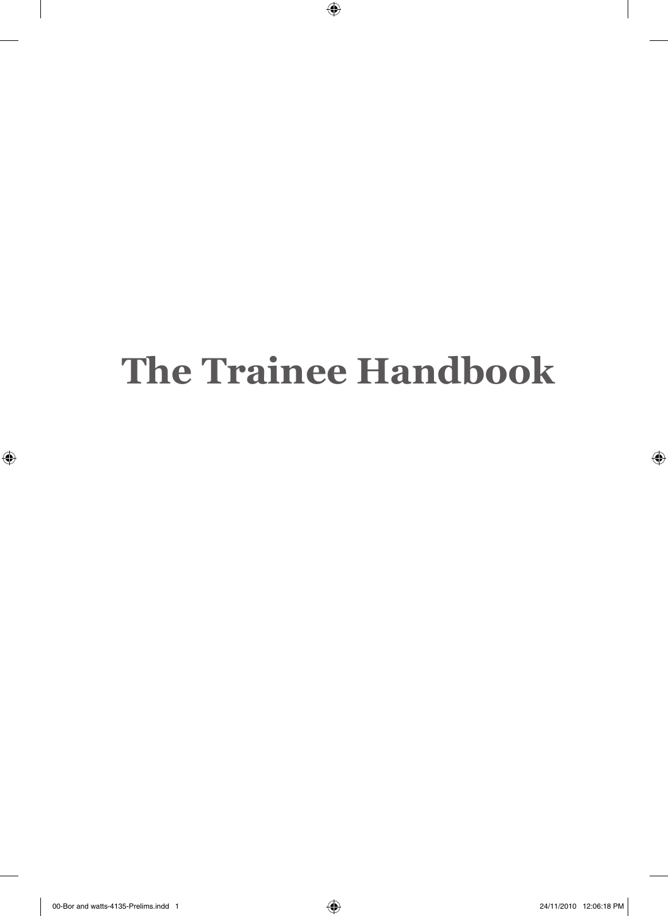# The Trainee Handbook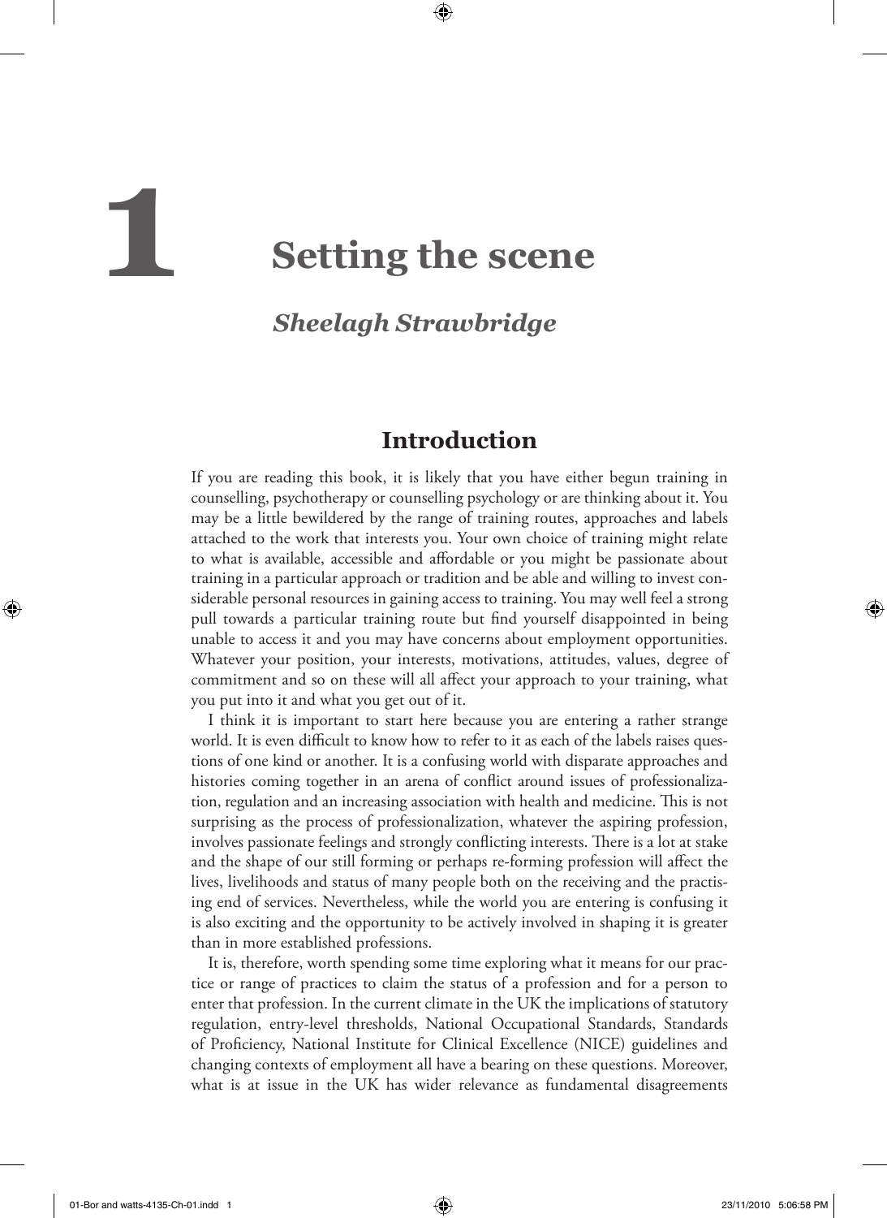# 1 Setting the scene

*Sheelagh Strawbridge*

## Introduction

If you are reading this book, it is likely that you have either begun training in counselling, psychotherapy or counselling psychology or are thinking about it. You may be a little bewildered by the range of training routes, approaches and labels attached to the work that interests you. Your own choice of training might relate to what is available, accessible and affordable or you might be passionate about training in a particular approach or tradition and be able and willing to invest considerable personal resources in gaining access to training. You may well feel a strong pull towards a particular training route but find yourself disappointed in being unable to access it and you may have concerns about employment opportunities. Whatever your position, your interests, motivations, attitudes, values, degree of commitment and so on these will all affect your approach to your training, what you put into it and what you get out of it.

I think it is important to start here because you are entering a rather strange world. It is even difficult to know how to refer to it as each of the labels raises questions of one kind or another. It is a confusing world with disparate approaches and histories coming together in an arena of conflict around issues of professionalization, regulation and an increasing association with health and medicine. This is not surprising as the process of professionalization, whatever the aspiring profession, involves passionate feelings and strongly conflicting interests. There is a lot at stake and the shape of our still forming or perhaps re-forming profession will affect the lives, livelihoods and status of many people both on the receiving and the practising end of services. Nevertheless, while the world you are entering is confusing it is also exciting and the opportunity to be actively involved in shaping it is greater than in more established professions.

It is, therefore, worth spending some time exploring what it means for our practice or range of practices to claim the status of a profession and for a person to enter that profession. In the current climate in the UK the implications of statutory regulation, entry-level thresholds, National Occupational Standards, Standards of Proficiency, National Institute for Clinical Excellence (NICE) guidelines and changing contexts of employment all have a bearing on these questions. Moreover, what is at issue in the UK has wider relevance as fundamental disagreements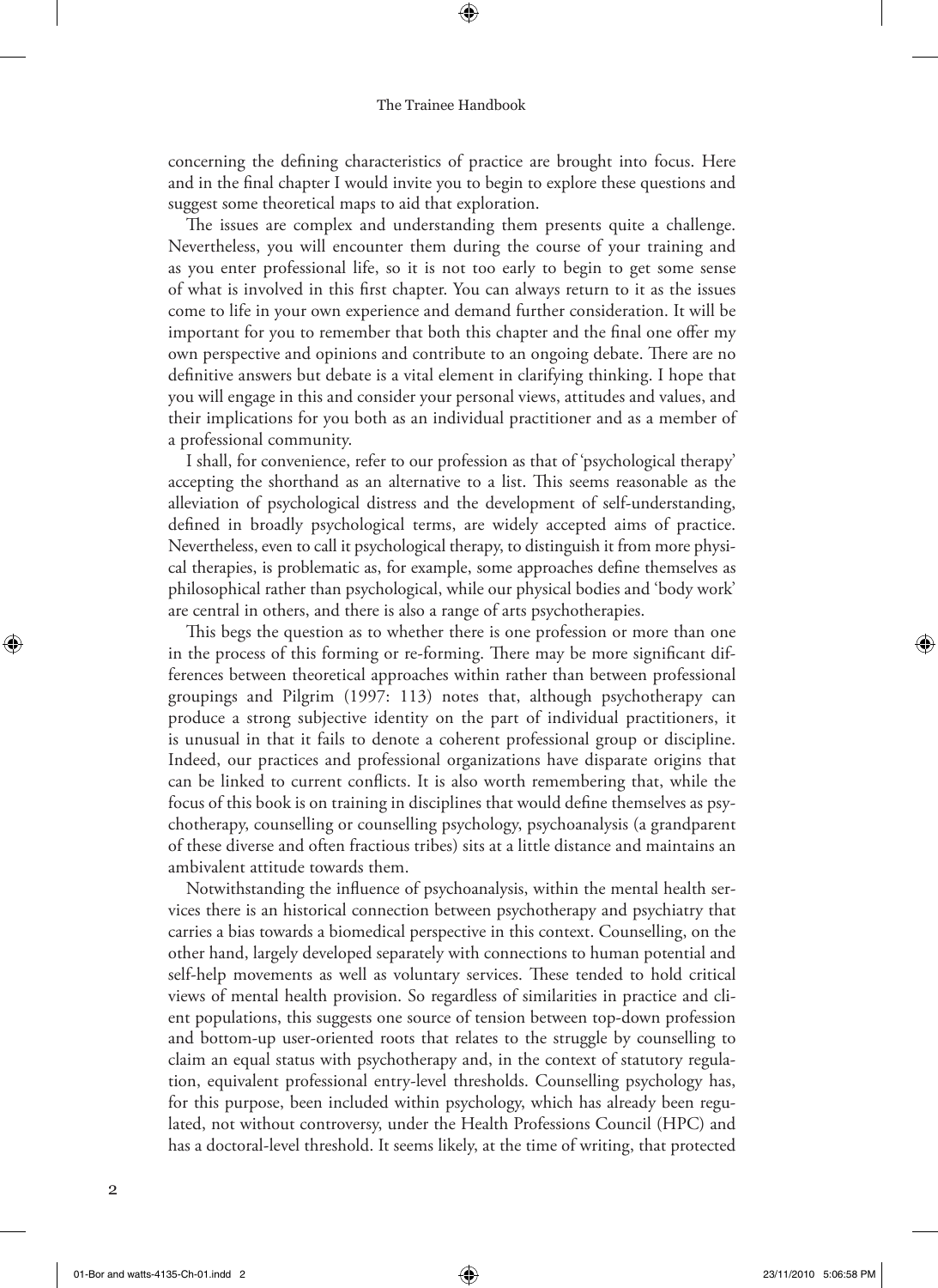concerning the defining characteristics of practice are brought into focus. Here and in the final chapter I would invite you to begin to explore these questions and suggest some theoretical maps to aid that exploration.

The issues are complex and understanding them presents quite a challenge. Nevertheless, you will encounter them during the course of your training and as you enter professional life, so it is not too early to begin to get some sense of what is involved in this first chapter. You can always return to it as the issues come to life in your own experience and demand further consideration. It will be important for you to remember that both this chapter and the final one offer my own perspective and opinions and contribute to an ongoing debate. There are no definitive answers but debate is a vital element in clarifying thinking. I hope that you will engage in this and consider your personal views, attitudes and values, and their implications for you both as an individual practitioner and as a member of a professional community.

I shall, for convenience, refer to our profession as that of 'psychological therapy' accepting the shorthand as an alternative to a list. This seems reasonable as the alleviation of psychological distress and the development of self-understanding, defined in broadly psychological terms, are widely accepted aims of practice. Nevertheless, even to call it psychological therapy, to distinguish it from more physical therapies, is problematic as, for example, some approaches define themselves as philosophical rather than psychological, while our physical bodies and 'body work' are central in others, and there is also a range of arts psychotherapies.

This begs the question as to whether there is one profession or more than one in the process of this forming or re-forming. There may be more significant differences between theoretical approaches within rather than between professional groupings and Pilgrim (1997: 113) notes that, although psychotherapy can produce a strong subjective identity on the part of individual practitioners, it is unusual in that it fails to denote a coherent professional group or discipline. Indeed, our practices and professional organizations have disparate origins that can be linked to current conflicts. It is also worth remembering that, while the focus of this book is on training in disciplines that would define themselves as psychotherapy, counselling or counselling psychology, psychoanalysis (a grandparent of these diverse and often fractious tribes) sits at a little distance and maintains an ambivalent attitude towards them.

Notwithstanding the influence of psychoanalysis, within the mental health services there is an historical connection between psychotherapy and psychiatry that carries a bias towards a biomedical perspective in this context. Counselling, on the other hand, largely developed separately with connections to human potential and self-help movements as well as voluntary services. These tended to hold critical views of mental health provision. So regardless of similarities in practice and client populations, this suggests one source of tension between top-down profession and bottom-up user-oriented roots that relates to the struggle by counselling to claim an equal status with psychotherapy and, in the context of statutory regulation, equivalent professional entry-level thresholds. Counselling psychology has, for this purpose, been included within psychology, which has already been regulated, not without controversy, under the Health Professions Council (HPC) and has a doctoral-level threshold. It seems likely, at the time of writing, that protected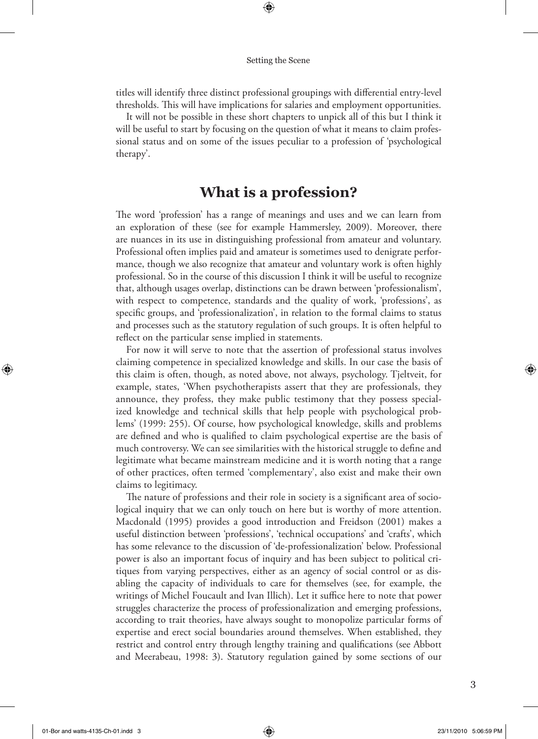titles will identify three distinct professional groupings with differential entry-level thresholds. This will have implications for salaries and employment opportunities.

It will not be possible in these short chapters to unpick all of this but I think it will be useful to start by focusing on the question of what it means to claim professional status and on some of the issues peculiar to a profession of 'psychological therapy'.

## What is a profession?

The word 'profession' has a range of meanings and uses and we can learn from an exploration of these (see for example Hammersley, 2009). Moreover, there are nuances in its use in distinguishing professional from amateur and voluntary. Professional often implies paid and amateur is sometimes used to denigrate performance, though we also recognize that amateur and voluntary work is often highly professional. So in the course of this discussion I think it will be useful to recognize that, although usages overlap, distinctions can be drawn between 'professionalism', with respect to competence, standards and the quality of work, 'professions', as specific groups, and 'professionalization', in relation to the formal claims to status and processes such as the statutory regulation of such groups. It is often helpful to reflect on the particular sense implied in statements.

For now it will serve to note that the assertion of professional status involves claiming competence in specialized knowledge and skills. In our case the basis of this claim is often, though, as noted above, not always, psychology. Tjeltveit, for example, states, 'When psychotherapists assert that they are professionals, they announce, they profess, they make public testimony that they possess specialized knowledge and technical skills that help people with psychological problems' (1999: 255). Of course, how psychological knowledge, skills and problems are defined and who is qualified to claim psychological expertise are the basis of much controversy. We can see similarities with the historical struggle to define and legitimate what became mainstream medicine and it is worth noting that a range of other practices, often termed 'complementary', also exist and make their own claims to legitimacy.

The nature of professions and their role in society is a significant area of sociological inquiry that we can only touch on here but is worthy of more attention. Macdonald (1995) provides a good introduction and Freidson (2001) makes a useful distinction between 'professions', 'technical occupations' and 'crafts', which has some relevance to the discussion of 'de-professionalization' below. Professional power is also an important focus of inquiry and has been subject to political critiques from varying perspectives, either as an agency of social control or as disabling the capacity of individuals to care for themselves (see, for example, the writings of Michel Foucault and Ivan Illich). Let it suffice here to note that power struggles characterize the process of professionalization and emerging professions, according to trait theories, have always sought to monopolize particular forms of expertise and erect social boundaries around themselves. When established, they restrict and control entry through lengthy training and qualifications (see Abbott and Meerabeau, 1998: 3). Statutory regulation gained by some sections of our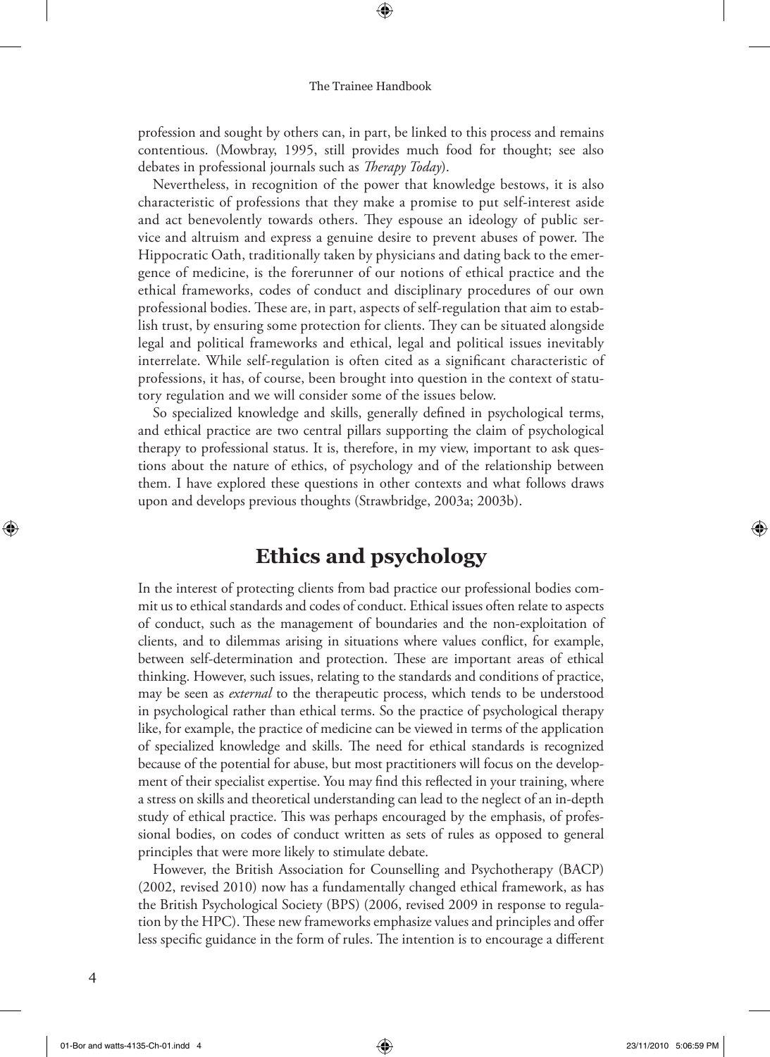profession and sought by others can, in part, be linked to this process and remains contentious. (Mowbray, 1995, still provides much food for thought; see also debates in professional journals such as *Therapy Today*).

Nevertheless, in recognition of the power that knowledge bestows, it is also characteristic of professions that they make a promise to put self-interest aside and act benevolently towards others. They espouse an ideology of public service and altruism and express a genuine desire to prevent abuses of power. The Hippocratic Oath, traditionally taken by physicians and dating back to the emergence of medicine, is the forerunner of our notions of ethical practice and the ethical frameworks, codes of conduct and disciplinary procedures of our own professional bodies. These are, in part, aspects of self-regulation that aim to establish trust, by ensuring some protection for clients. They can be situated alongside legal and political frameworks and ethical, legal and political issues inevitably interrelate. While self-regulation is often cited as a significant characteristic of professions, it has, of course, been brought into question in the context of statutory regulation and we will consider some of the issues below.

So specialized knowledge and skills, generally defined in psychological terms, and ethical practice are two central pillars supporting the claim of psychological therapy to professional status. It is, therefore, in my view, important to ask questions about the nature of ethics, of psychology and of the relationship between them. I have explored these questions in other contexts and what follows draws upon and develops previous thoughts (Strawbridge, 2003a; 2003b).

## Ethics and psychology

In the interest of protecting clients from bad practice our professional bodies commit us to ethical standards and codes of conduct. Ethical issues often relate to aspects of conduct, such as the management of boundaries and the non-exploitation of clients, and to dilemmas arising in situations where values conflict, for example, between self-determination and protection. These are important areas of ethical thinking. However, such issues, relating to the standards and conditions of practice, may be seen as *external* to the therapeutic process, which tends to be understood in psychological rather than ethical terms. So the practice of psychological therapy like, for example, the practice of medicine can be viewed in terms of the application of specialized knowledge and skills. The need for ethical standards is recognized because of the potential for abuse, but most practitioners will focus on the development of their specialist expertise. You may find this reflected in your training, where a stress on skills and theoretical understanding can lead to the neglect of an in-depth study of ethical practice. This was perhaps encouraged by the emphasis, of professional bodies, on codes of conduct written as sets of rules as opposed to general principles that were more likely to stimulate debate.

However, the British Association for Counselling and Psychotherapy (BACP) (2002, revised 2010) now has a fundamentally changed ethical framework, as has the British Psychological Society (BPS) (2006, revised 2009 in response to regulation by the HPC). These new frameworks emphasize values and principles and offer less specific guidance in the form of rules. The intention is to encourage a different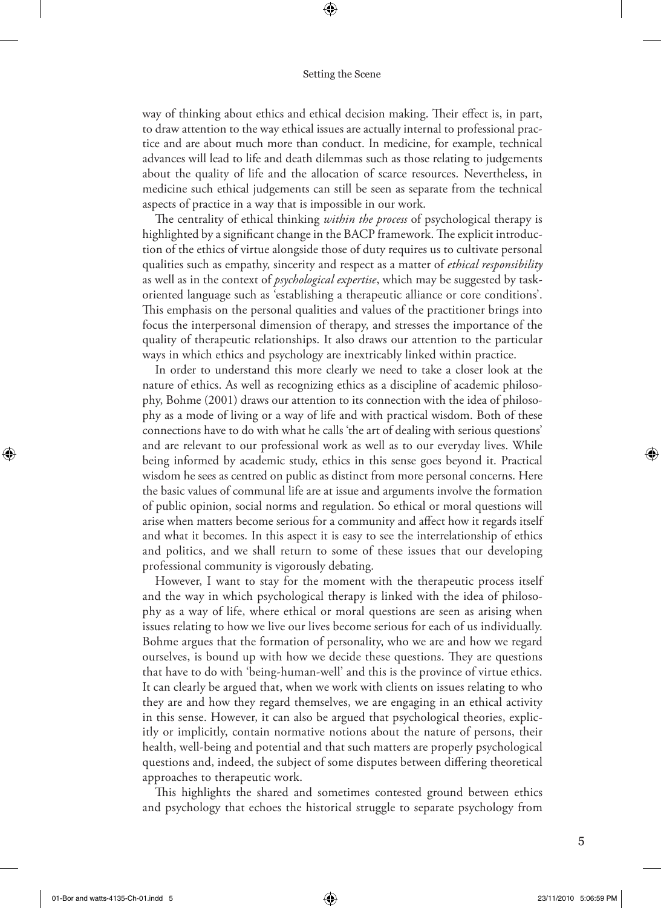way of thinking about ethics and ethical decision making. Their effect is, in part, to draw attention to the way ethical issues are actually internal to professional practice and are about much more than conduct. In medicine, for example, technical advances will lead to life and death dilemmas such as those relating to judgements about the quality of life and the allocation of scarce resources. Nevertheless, in medicine such ethical judgements can still be seen as separate from the technical aspects of practice in a way that is impossible in our work.

The centrality of ethical thinking *within the process* of psychological therapy is highlighted by a significant change in the BACP framework. The explicit introduction of the ethics of virtue alongside those of duty requires us to cultivate personal qualities such as empathy, sincerity and respect as a matter of *ethical responsibility* as well as in the context of *psychological expertise*, which may be suggested by task-oriented language such as 'establishing a therapeutic alliance or core conditions'. This emphasis on the personal qualities and values of the practitioner brings into focus the interpersonal dimension of therapy, and stresses the importance of the quality of therapeutic relationships. It also draws our attention to the particular ways in which ethics and psychology are inextricably linked within practice.

In order to understand this more clearly we need to take a closer look at the nature of ethics. As well as recognizing ethics as a discipline of academic philosophy, Bohme (2001) draws our attention to its connection with the idea of philosophy as a mode of living or a way of life and with practical wisdom. Both of these connections have to do with what he calls 'the art of dealing with serious questions' and are relevant to our professional work as well as to our everyday lives. While being informed by academic study, ethics in this sense goes beyond it. Practical wisdom he sees as centred on public as distinct from more personal concerns. Here the basic values of communal life are at issue and arguments involve the formation of public opinion, social norms and regulation. So ethical or moral questions will arise when matters become serious for a community and affect how it regards itself and what it becomes. In this aspect it is easy to see the interrelationship of ethics and politics, and we shall return to some of these issues that our developing professional community is vigorously debating.

However, I want to stay for the moment with the therapeutic process itself and the way in which psychological therapy is linked with the idea of philosophy as a way of life, where ethical or moral questions are seen as arising when issues relating to how we live our lives become serious for each of us individually. Bohme argues that the formation of personality, who we are and how we regard ourselves, is bound up with how we decide these questions. They are questions that have to do with 'being-human-well' and this is the province of virtue ethics. It can clearly be argued that, when we work with clients on issues relating to who they are and how they regard themselves, we are engaging in an ethical activity in this sense. However, it can also be argued that psychological theories, explicitly or implicitly, contain normative notions about the nature of persons, their health, well-being and potential and that such matters are properly psychological questions and, indeed, the subject of some disputes between differing theoretical approaches to therapeutic work.

This highlights the shared and sometimes contested ground between ethics and psychology that echoes the historical struggle to separate psychology from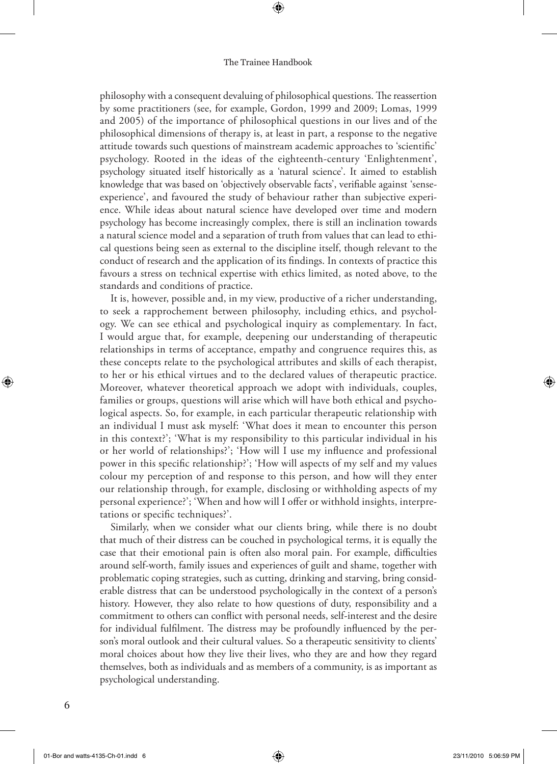philosophy with a consequent devaluing of philosophical questions. The reassertion by some practitioners (see, for example, Gordon, 1999 and 2009; Lomas, 1999 and 2005) of the importance of philosophical questions in our lives and of the philosophical dimensions of therapy is, at least in part, a response to the negative attitude towards such questions of mainstream academic approaches to 'scientific' psychology. Rooted in the ideas of the eighteenth-century 'Enlightenment', psychology situated itself historically as a 'natural science'. It aimed to establish knowledge that was based on 'objectively observable facts', verifiable against 'sense-experience', and favoured the study of behaviour rather than subjective experience. While ideas about natural science have developed over time and modern psychology has become increasingly complex, there is still an inclination towards a natural science model and a separation of truth from values that can lead to ethical questions being seen as external to the discipline itself, though relevant to the conduct of research and the application of its findings. In contexts of practice this favours a stress on technical expertise with ethics limited, as noted above, to the standards and conditions of practice.

It is, however, possible and, in my view, productive of a richer understanding, to seek a rapprochement between philosophy, including ethics, and psychology. We can see ethical and psychological inquiry as complementary. In fact, I would argue that, for example, deepening our understanding of therapeutic relationships in terms of acceptance, empathy and congruence requires this, as these concepts relate to the psychological attributes and skills of each therapist, to her or his ethical virtues and to the declared values of therapeutic practice. Moreover, whatever theoretical approach we adopt with individuals, couples, families or groups, questions will arise which will have both ethical and psychological aspects. So, for example, in each particular therapeutic relationship with an individual I must ask myself: 'What does it mean to encounter this person in this context?'; 'What is my responsibility to this particular individual in his or her world of relationships?'; 'How will I use my influence and professional power in this specific relationship?'; 'How will aspects of my self and my values colour my perception of and response to this person, and how will they enter our relationship through, for example, disclosing or withholding aspects of my personal experience?'; 'When and how will I offer or withhold insights, interpretations or specific techniques?'.

Similarly, when we consider what our clients bring, while there is no doubt that much of their distress can be couched in psychological terms, it is equally the case that their emotional pain is often also moral pain. For example, difficulties around self-worth, family issues and experiences of guilt and shame, together with problematic coping strategies, such as cutting, drinking and starving, bring considerable distress that can be understood psychologically in the context of a person's history. However, they also relate to how questions of duty, responsibility and a commitment to others can conflict with personal needs, self-interest and the desire for individual fulfilment. The distress may be profoundly influenced by the person's moral outlook and their cultural values. So a therapeutic sensitivity to clients' moral choices about how they live their lives, who they are and how they regard themselves, both as individuals and as members of a community, is as important as psychological understanding.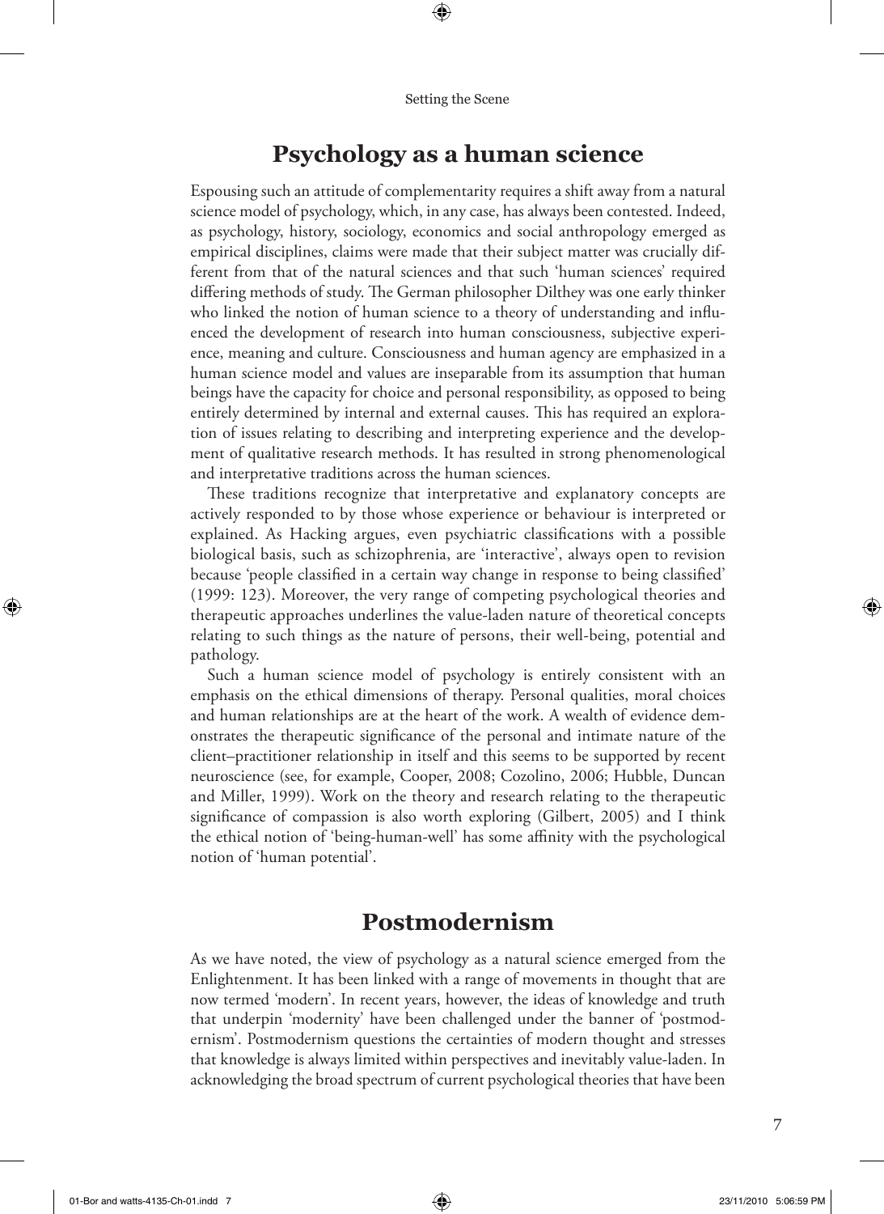## Psychology as a human science

Espousing such an attitude of complementarity requires a shift away from a natural science model of psychology, which, in any case, has always been contested. Indeed, as psychology, history, sociology, economics and social anthropology emerged as empirical disciplines, claims were made that their subject matter was crucially different from that of the natural sciences and that such 'human sciences' required differing methods of study. The German philosopher Dilthey was one early thinker who linked the notion of human science to a theory of understanding and influenced the development of research into human consciousness, subjective experience, meaning and culture. Consciousness and human agency are emphasized in a human science model and values are inseparable from its assumption that human beings have the capacity for choice and personal responsibility, as opposed to being entirely determined by internal and external causes. This has required an exploration of issues relating to describing and interpreting experience and the development of qualitative research methods. It has resulted in strong phenomenological and interpretative traditions across the human sciences.

These traditions recognize that interpretative and explanatory concepts are actively responded to by those whose experience or behaviour is interpreted or explained. As Hacking argues, even psychiatric classifications with a possible biological basis, such as schizophrenia, are 'interactive', always open to revision because 'people classified in a certain way change in response to being classified' (1999: 123). Moreover, the very range of competing psychological theories and therapeutic approaches underlines the value-laden nature of theoretical concepts relating to such things as the nature of persons, their well-being, potential and pathology.

Such a human science model of psychology is entirely consistent with an emphasis on the ethical dimensions of therapy. Personal qualities, moral choices and human relationships are at the heart of the work. A wealth of evidence demonstrates the therapeutic significance of the personal and intimate nature of the client–practitioner relationship in itself and this seems to be supported by recent neuroscience (see, for example, Cooper, 2008; Cozolino, 2006; Hubble, Duncan and Miller, 1999). Work on the theory and research relating to the therapeutic significance of compassion is also worth exploring (Gilbert, 2005) and I think the ethical notion of 'being-human-well' has some affinity with the psychological notion of 'human potential'.

## Postmodernism

As we have noted, the view of psychology as a natural science emerged from the Enlightenment. It has been linked with a range of movements in thought that are now termed 'modern'. In recent years, however, the ideas of knowledge and truth that underpin 'modernity' have been challenged under the banner of 'postmodernism'. Postmodernism questions the certainties of modern thought and stresses that knowledge is always limited within perspectives and inevitably value-laden. In acknowledging the broad spectrum of current psychological theories that have been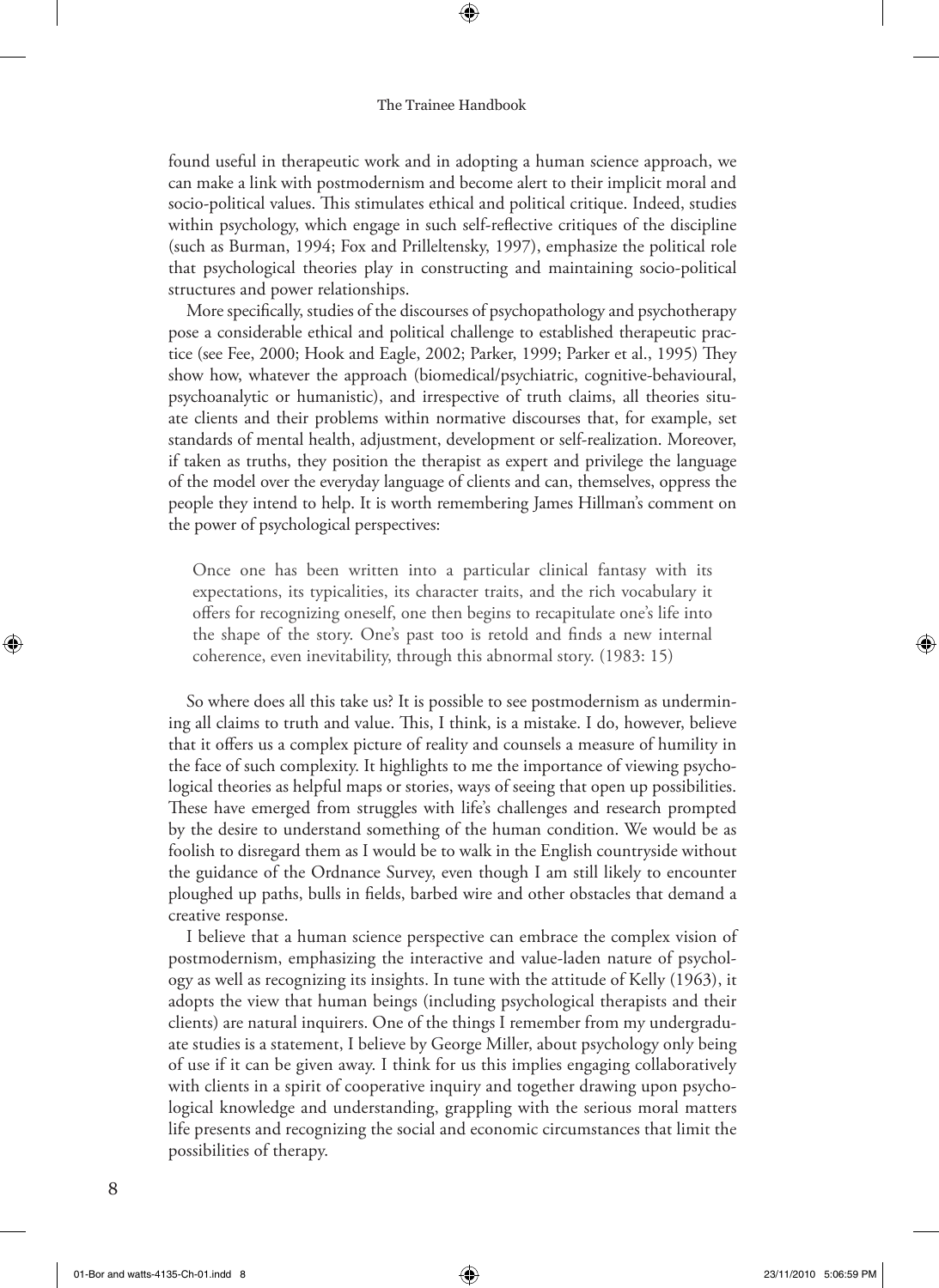found useful in therapeutic work and in adopting a human science approach, we can make a link with postmodernism and become alert to their implicit moral and socio-political values. This stimulates ethical and political critique. Indeed, studies within psychology, which engage in such self-reflective critiques of the discipline (such as Burman, 1994; Fox and Prilleltensky, 1997), emphasize the political role that psychological theories play in constructing and maintaining socio-political structures and power relationships.

More specifically, studies of the discourses of psychopathology and psychotherapy pose a considerable ethical and political challenge to established therapeutic practice (see Fee, 2000; Hook and Eagle, 2002; Parker, 1999; Parker et al., 1995) They show how, whatever the approach (biomedical/psychiatric, cognitive-behavioural, psychoanalytic or humanistic), and irrespective of truth claims, all theories situate clients and their problems within normative discourses that, for example, set standards of mental health, adjustment, development or self-realization. Moreover, if taken as truths, they position the therapist as expert and privilege the language of the model over the everyday language of clients and can, themselves, oppress the people they intend to help. It is worth remembering James Hillman's comment on the power of psychological perspectives:

> Once one has been written into a particular clinical fantasy with its expectations, its typicalities, its character traits, and the rich vocabulary it offers for recognizing oneself, one then begins to recapitulate one's life into the shape of the story. One's past too is retold and finds a new internal coherence, even inevitability, through this abnormal story. (1983: 15)

So where does all this take us? It is possible to see postmodernism as undermining all claims to truth and value. This, I think, is a mistake. I do, however, believe that it offers us a complex picture of reality and counsels a measure of humility in the face of such complexity. It highlights to me the importance of viewing psychological theories as helpful maps or stories, ways of seeing that open up possibilities. These have emerged from struggles with life's challenges and research prompted by the desire to understand something of the human condition. We would be as foolish to disregard them as I would be to walk in the English countryside without the guidance of the Ordnance Survey, even though I am still likely to encounter ploughed up paths, bulls in fields, barbed wire and other obstacles that demand a creative response.

I believe that a human science perspective can embrace the complex vision of postmodernism, emphasizing the interactive and value-laden nature of psychology as well as recognizing its insights. In tune with the attitude of Kelly (1963), it adopts the view that human beings (including psychological therapists and their clients) are natural inquirers. One of the things I remember from my undergraduate studies is a statement, I believe by George Miller, about psychology only being of use if it can be given away. I think for us this implies engaging collaboratively with clients in a spirit of cooperative inquiry and together drawing upon psychological knowledge and understanding, grappling with the serious moral matters life presents and recognizing the social and economic circumstances that limit the possibilities of therapy.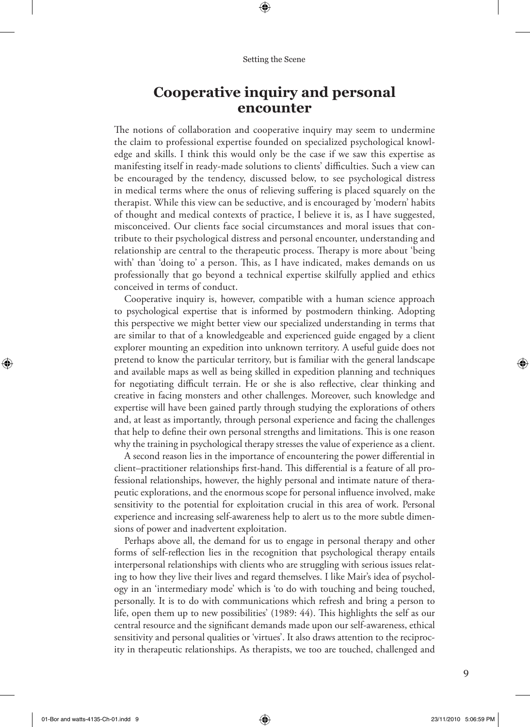## Cooperative inquiry and personal encounter

The notions of collaboration and cooperative inquiry may seem to undermine the claim to professional expertise founded on specialized psychological knowledge and skills. I think this would only be the case if we saw this expertise as manifesting itself in ready-made solutions to clients' difficulties. Such a view can be encouraged by the tendency, discussed below, to see psychological distress in medical terms where the onus of relieving suffering is placed squarely on the therapist. While this view can be seductive, and is encouraged by 'modern' habits of thought and medical contexts of practice, I believe it is, as I have suggested, misconceived. Our clients face social circumstances and moral issues that contribute to their psychological distress and personal encounter, understanding and relationship are central to the therapeutic process. Therapy is more about 'being with' than 'doing to' a person. This, as I have indicated, makes demands on us professionally that go beyond a technical expertise skilfully applied and ethics conceived in terms of conduct.

Cooperative inquiry is, however, compatible with a human science approach to psychological expertise that is informed by postmodern thinking. Adopting this perspective we might better view our specialized understanding in terms that are similar to that of a knowledgeable and experienced guide engaged by a client explorer mounting an expedition into unknown territory. A useful guide does not pretend to know the particular territory, but is familiar with the general landscape and available maps as well as being skilled in expedition planning and techniques for negotiating difficult terrain. He or she is also reflective, clear thinking and creative in facing monsters and other challenges. Moreover, such knowledge and expertise will have been gained partly through studying the explorations of others and, at least as importantly, through personal experience and facing the challenges that help to define their own personal strengths and limitations. This is one reason why the training in psychological therapy stresses the value of experience as a client.

A second reason lies in the importance of encountering the power differential in client–practitioner relationships first-hand. This differential is a feature of all professional relationships, however, the highly personal and intimate nature of therapeutic explorations, and the enormous scope for personal influence involved, make sensitivity to the potential for exploitation crucial in this area of work. Personal experience and increasing self-awareness help to alert us to the more subtle dimensions of power and inadvertent exploitation.

Perhaps above all, the demand for us to engage in personal therapy and other forms of self-reflection lies in the recognition that psychological therapy entails interpersonal relationships with clients who are struggling with serious issues relating to how they live their lives and regard themselves. I like Mair's idea of psychology in an 'intermediary mode' which is 'to do with touching and being touched, personally. It is to do with communications which refresh and bring a person to life, open them up to new possibilities' (1989: 44). This highlights the self as our central resource and the significant demands made upon our self-awareness, ethical sensitivity and personal qualities or 'virtues'. It also draws attention to the reciprocity in therapeutic relationships. As therapists, we too are touched, challenged and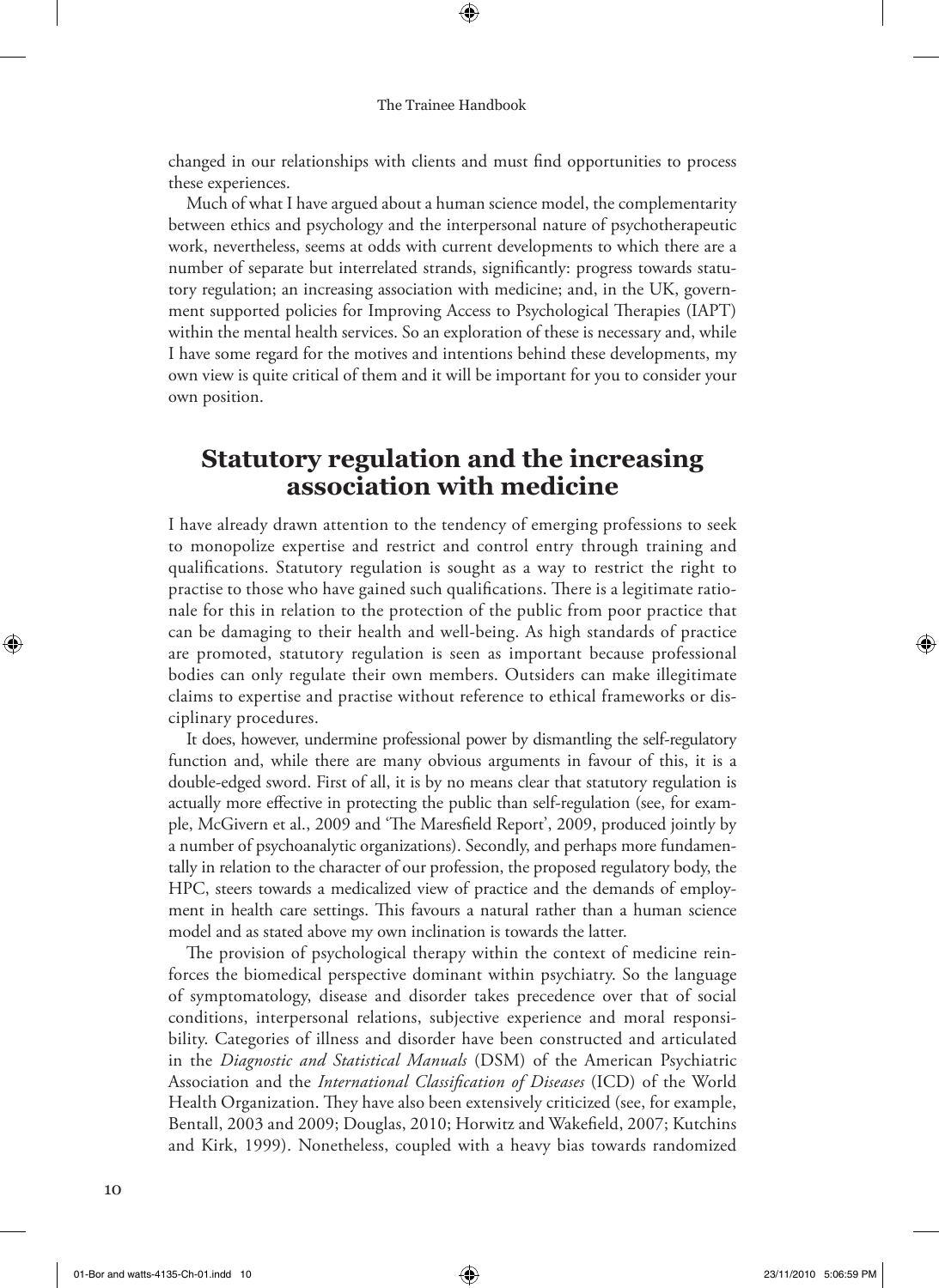changed in our relationships with clients and must find opportunities to process these experiences.

Much of what I have argued about a human science model, the complementarity between ethics and psychology and the interpersonal nature of psychotherapeutic work, nevertheless, seems at odds with current developments to which there are a number of separate but interrelated strands, significantly: progress towards statutory regulation; an increasing association with medicine; and, in the UK, government supported policies for Improving Access to Psychological Therapies (IAPT) within the mental health services. So an exploration of these is necessary and, while I have some regard for the motives and intentions behind these developments, my own view is quite critical of them and it will be important for you to consider your own position.

## Statutory regulation and the increasing association with medicine

I have already drawn attention to the tendency of emerging professions to seek to monopolize expertise and restrict and control entry through training and qualifications. Statutory regulation is sought as a way to restrict the right to practise to those who have gained such qualifications. There is a legitimate rationale for this in relation to the protection of the public from poor practice that can be damaging to their health and well-being. As high standards of practice are promoted, statutory regulation is seen as important because professional bodies can only regulate their own members. Outsiders can make illegitimate claims to expertise and practise without reference to ethical frameworks or disciplinary procedures.

It does, however, undermine professional power by dismantling the self-regulatory function and, while there are many obvious arguments in favour of this, it is a double-edged sword. First of all, it is by no means clear that statutory regulation is actually more effective in protecting the public than self-regulation (see, for example, McGivern et al., 2009 and 'The Maresfield Report', 2009, produced jointly by a number of psychoanalytic organizations). Secondly, and perhaps more fundamentally in relation to the character of our profession, the proposed regulatory body, the HPC, steers towards a medicalized view of practice and the demands of employment in health care settings. This favours a natural rather than a human science model and as stated above my own inclination is towards the latter.

The provision of psychological therapy within the context of medicine reinforces the biomedical perspective dominant within psychiatry. So the language of symptomatology, disease and disorder takes precedence over that of social conditions, interpersonal relations, subjective experience and moral responsibility. Categories of illness and disorder have been constructed and articulated in the *Diagnostic and Statistical Manuals* (DSM) of the American Psychiatric Association and the *International Classification of Diseases* (ICD) of the World Health Organization. They have also been extensively criticized (see, for example, Bentall, 2003 and 2009; Douglas, 2010; Horwitz and Wakefield, 2007; Kutchins and Kirk, 1999). Nonetheless, coupled with a heavy bias towards randomized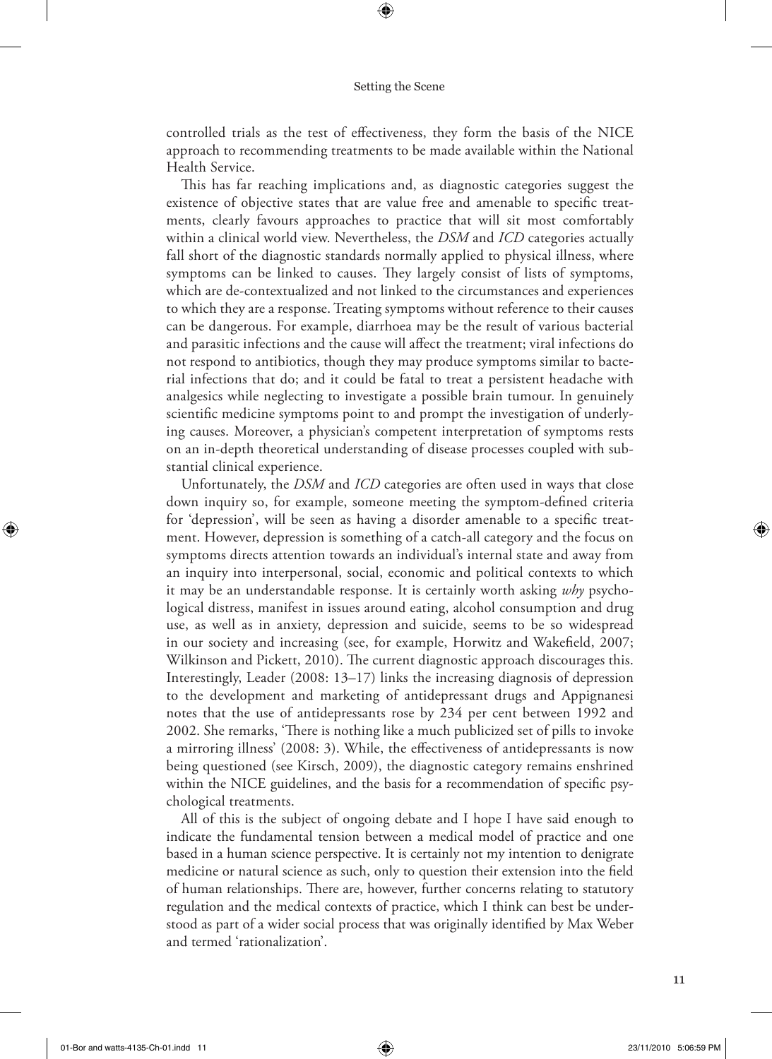controlled trials as the test of effectiveness, they form the basis of the NICE approach to recommending treatments to be made available within the National Health Service.

This has far reaching implications and, as diagnostic categories suggest the existence of objective states that are value free and amenable to specific treatments, clearly favours approaches to practice that will sit most comfortably within a clinical world view. Nevertheless, the *DSM* and *ICD* categories actually fall short of the diagnostic standards normally applied to physical illness, where symptoms can be linked to causes. They largely consist of lists of symptoms, which are de-contextualized and not linked to the circumstances and experiences to which they are a response. Treating symptoms without reference to their causes can be dangerous. For example, diarrhoea may be the result of various bacterial and parasitic infections and the cause will affect the treatment; viral infections do not respond to antibiotics, though they may produce symptoms similar to bacterial infections that do; and it could be fatal to treat a persistent headache with analgesics while neglecting to investigate a possible brain tumour. In genuinely scientific medicine symptoms point to and prompt the investigation of underlying causes. Moreover, a physician's competent interpretation of symptoms rests on an in-depth theoretical understanding of disease processes coupled with substantial clinical experience.

Unfortunately, the *DSM* and *ICD* categories are often used in ways that close down inquiry so, for example, someone meeting the symptom-defined criteria for 'depression', will be seen as having a disorder amenable to a specific treatment. However, depression is something of a catch-all category and the focus on symptoms directs attention towards an individual's internal state and away from an inquiry into interpersonal, social, economic and political contexts to which it may be an understandable response. It is certainly worth asking *why* psychological distress, manifest in issues around eating, alcohol consumption and drug use, as well as in anxiety, depression and suicide, seems to be so widespread in our society and increasing (see, for example, Horwitz and Wakefield, 2007; Wilkinson and Pickett, 2010). The current diagnostic approach discourages this. Interestingly, Leader (2008: 13–17) links the increasing diagnosis of depression to the development and marketing of antidepressant drugs and Appignanesi notes that the use of antidepressants rose by 234 per cent between 1992 and 2002. She remarks, 'There is nothing like a much publicized set of pills to invoke a mirroring illness' (2008: 3). While, the effectiveness of antidepressants is now being questioned (see Kirsch, 2009), the diagnostic category remains enshrined within the NICE guidelines, and the basis for a recommendation of specific psychological treatments.

All of this is the subject of ongoing debate and I hope I have said enough to indicate the fundamental tension between a medical model of practice and one based in a human science perspective. It is certainly not my intention to denigrate medicine or natural science as such, only to question their extension into the field of human relationships. There are, however, further concerns relating to statutory regulation and the medical contexts of practice, which I think can best be understood as part of a wider social process that was originally identified by Max Weber and termed 'rationalization'.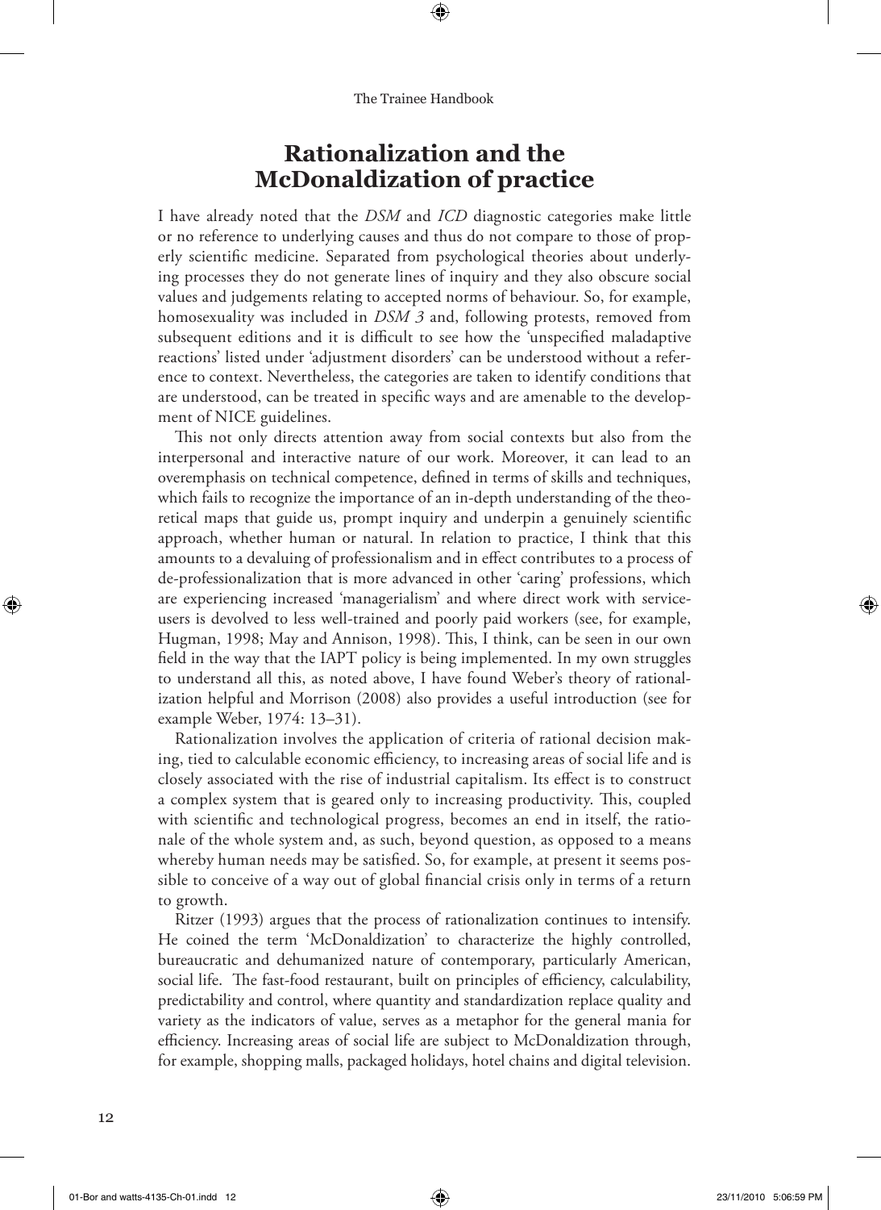## Rationalization and the McDonaldization of practice

I have already noted that the *DSM* and *ICD* diagnostic categories make little or no reference to underlying causes and thus do not compare to those of properly scientific medicine. Separated from psychological theories about underlying processes they do not generate lines of inquiry and they also obscure social values and judgements relating to accepted norms of behaviour. So, for example, homosexuality was included in *DSM 3* and, following protests, removed from subsequent editions and it is difficult to see how the 'unspecified maladaptive reactions' listed under 'adjustment disorders' can be understood without a reference to context. Nevertheless, the categories are taken to identify conditions that are understood, can be treated in specific ways and are amenable to the development of NICE guidelines.

This not only directs attention away from social contexts but also from the interpersonal and interactive nature of our work. Moreover, it can lead to an overemphasis on technical competence, defined in terms of skills and techniques, which fails to recognize the importance of an in-depth understanding of the theoretical maps that guide us, prompt inquiry and underpin a genuinely scientific approach, whether human or natural. In relation to practice, I think that this amounts to a devaluing of professionalism and in effect contributes to a process of de-professionalization that is more advanced in other 'caring' professions, which are experiencing increased 'managerialism' and where direct work with service-users is devolved to less well-trained and poorly paid workers (see, for example, Hugman, 1998; May and Annison, 1998). This, I think, can be seen in our own field in the way that the IAPT policy is being implemented. In my own struggles to understand all this, as noted above, I have found Weber's theory of rationalization helpful and Morrison (2008) also provides a useful introduction (see for example Weber, 1974: 13–31).

Rationalization involves the application of criteria of rational decision making, tied to calculable economic efficiency, to increasing areas of social life and is closely associated with the rise of industrial capitalism. Its effect is to construct a complex system that is geared only to increasing productivity. This, coupled with scientific and technological progress, becomes an end in itself, the rationale of the whole system and, as such, beyond question, as opposed to a means whereby human needs may be satisfied. So, for example, at present it seems possible to conceive of a way out of global financial crisis only in terms of a return to growth.

Ritzer (1993) argues that the process of rationalization continues to intensify. He coined the term 'McDonaldization' to characterize the highly controlled, bureaucratic and dehumanized nature of contemporary, particularly American, social life. The fast-food restaurant, built on principles of efficiency, calculability, predictability and control, where quantity and standardization replace quality and variety as the indicators of value, serves as a metaphor for the general mania for efficiency. Increasing areas of social life are subject to McDonaldization through, for example, shopping malls, packaged holidays, hotel chains and digital television.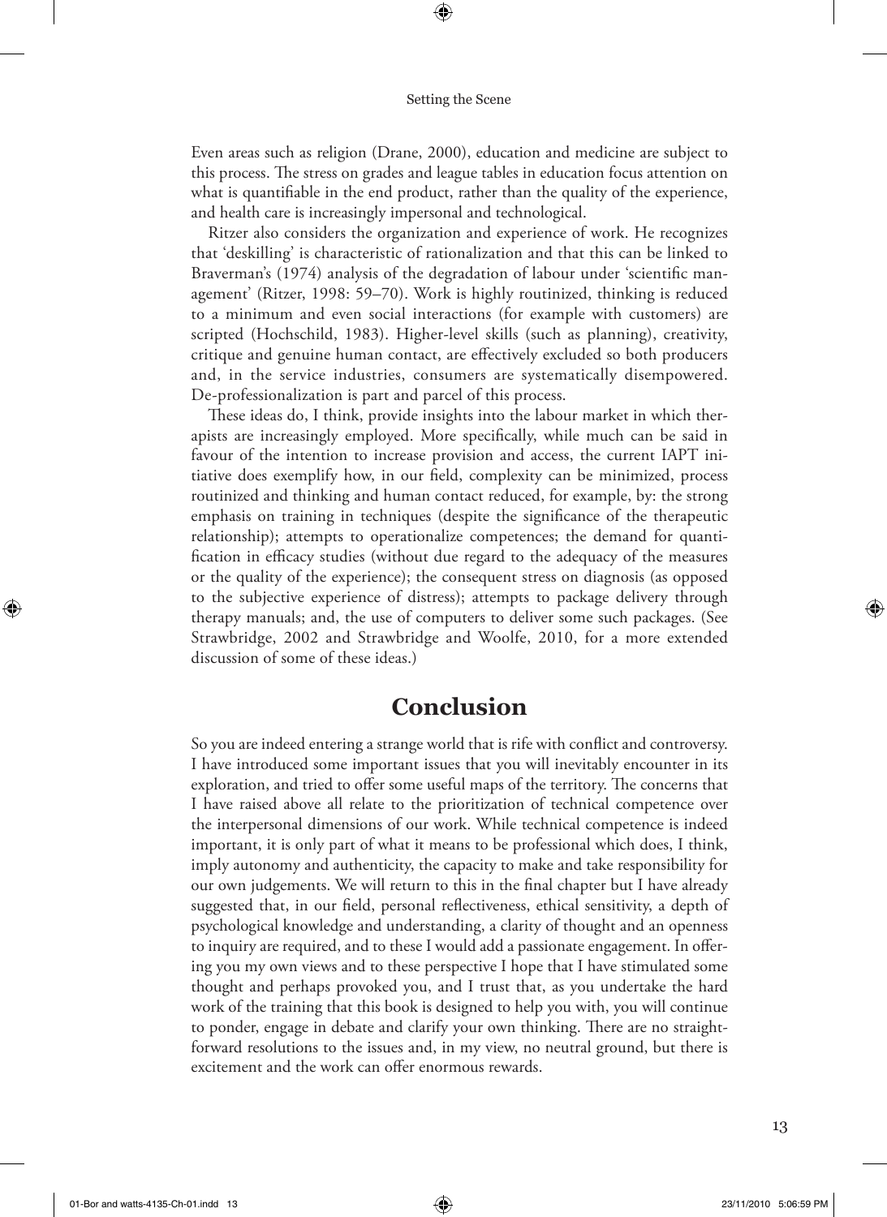Even areas such as religion (Drane, 2000), education and medicine are subject to this process. The stress on grades and league tables in education focus attention on what is quantifiable in the end product, rather than the quality of the experience, and health care is increasingly impersonal and technological.

Ritzer also considers the organization and experience of work. He recognizes that 'deskilling' is characteristic of rationalization and that this can be linked to Braverman's (1974) analysis of the degradation of labour under 'scientific management' (Ritzer, 1998: 59–70). Work is highly routinized, thinking is reduced to a minimum and even social interactions (for example with customers) are scripted (Hochschild, 1983). Higher-level skills (such as planning), creativity, critique and genuine human contact, are effectively excluded so both producers and, in the service industries, consumers are systematically disempowered. De-professionalization is part and parcel of this process.

These ideas do, I think, provide insights into the labour market in which therapists are increasingly employed. More specifically, while much can be said in favour of the intention to increase provision and access, the current IAPT initiative does exemplify how, in our field, complexity can be minimized, process routinized and thinking and human contact reduced, for example, by: the strong emphasis on training in techniques (despite the significance of the therapeutic relationship); attempts to operationalize competences; the demand for quantification in efficacy studies (without due regard to the adequacy of the measures or the quality of the experience); the consequent stress on diagnosis (as opposed to the subjective experience of distress); attempts to package delivery through therapy manuals; and, the use of computers to deliver some such packages. (See Strawbridge, 2002 and Strawbridge and Woolfe, 2010, for a more extended discussion of some of these ideas.)

## Conclusion

So you are indeed entering a strange world that is rife with conflict and controversy. I have introduced some important issues that you will inevitably encounter in its exploration, and tried to offer some useful maps of the territory. The concerns that I have raised above all relate to the prioritization of technical competence over the interpersonal dimensions of our work. While technical competence is indeed important, it is only part of what it means to be professional which does, I think, imply autonomy and authenticity, the capacity to make and take responsibility for our own judgements. We will return to this in the final chapter but I have already suggested that, in our field, personal reflectiveness, ethical sensitivity, a depth of psychological knowledge and understanding, a clarity of thought and an openness to inquiry are required, and to these I would add a passionate engagement. In offering you my own views and to these perspective I hope that I have stimulated some thought and perhaps provoked you, and I trust that, as you undertake the hard work of the training that this book is designed to help you with, you will continue to ponder, engage in debate and clarify your own thinking. There are no straightforward resolutions to the issues and, in my view, no neutral ground, but there is excitement and the work can offer enormous rewards.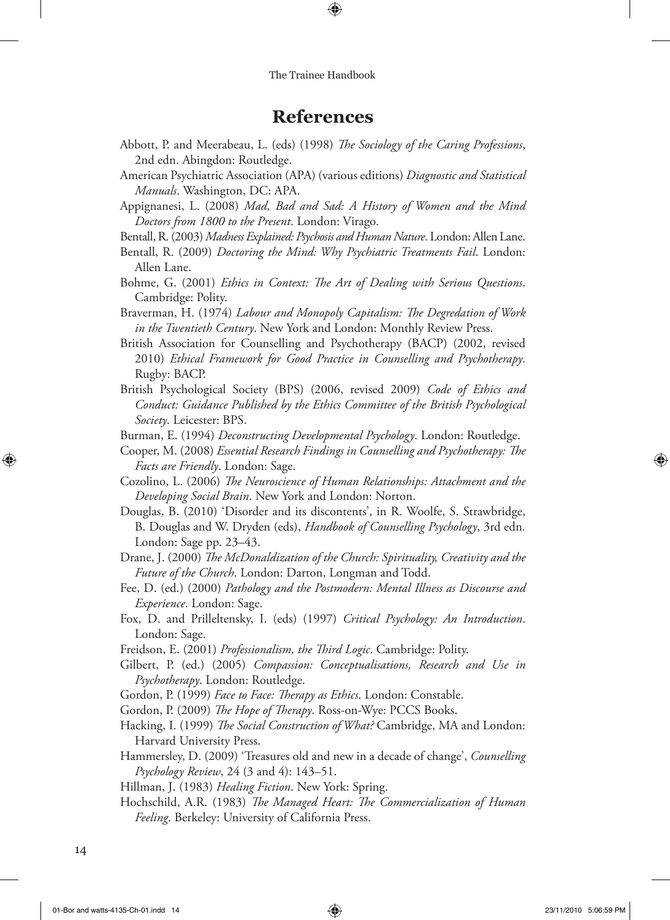# References

Abbott, P. and Meerabeau, L. (eds) (1998) *The Sociology of the Caring Professions*, 2nd edn. Abingdon: Routledge.

American Psychiatric Association (APA) (various editions) *Diagnostic and Statistical Manuals*. Washington, DC: APA.

Appignanesi, L. (2008) *Mad, Bad and Sad: A History of Women and the Mind Doctors from 1800 to the Present*. London: Virago.

Bentall, R. (2003) *Madness Explained: Psychosis and Human Nature*. London: Allen Lane.

Bentall, R. (2009) *Doctoring the Mind: Why Psychiatric Treatments Fail*. London: Allen Lane.

Bohme, G. (2001) *Ethics in Context: The Art of Dealing with Serious Questions*. Cambridge: Polity.

Braverman, H. (1974) *Labour and Monopoly Capitalism: The Degredation of Work in the Twentieth Century*. New York and London: Monthly Review Press.

British Association for Counselling and Psychotherapy (BACP) (2002, revised 2010) *Ethical Framework for Good Practice in Counselling and Psychotherapy*. Rugby: BACP.

British Psychological Society (BPS) (2006, revised 2009) *Code of Ethics and Conduct: Guidance Published by the Ethics Committee of the British Psychological Society*. Leicester: BPS.

Burman, E. (1994) *Deconstructing Developmental Psychology*. London: Routledge.

Cooper, M. (2008) *Essential Research Findings in Counselling and Psychotherapy: The Facts are Friendly*. London: Sage.

Cozolino, L. (2006) *The Neuroscience of Human Relationships: Attachment and the Developing Social Brain*. New York and London: Norton.

Douglas, B. (2010) 'Disorder and its discontents', in R. Woolfe, S. Strawbridge, B. Douglas and W. Dryden (eds), *Handbook of Counselling Psychology*, 3rd edn. London: Sage pp. 23–43.

Drane, J. (2000) *The McDonaldization of the Church: Spirituality, Creativity and the Future of the Church*. London: Darton, Longman and Todd.

Fee, D. (ed.) (2000) *Pathology and the Postmodern: Mental Illness as Discourse and Experience*. London: Sage.

Fox, D. and Prilleltensky, I. (eds) (1997) *Critical Psychology: An Introduction*. London: Sage.

Freidson, E. (2001) *Professionalism, the Third Logic*. Cambridge: Polity.

Gilbert, P. (ed.) (2005) *Compassion: Conceptualisations, Research and Use in Psychotherapy*. London: Routledge.

Gordon, P. (1999) *Face to Face: Therapy as Ethics*. London: Constable.

Gordon, P. (2009) *The Hope of Therapy*. Ross-on-Wye: PCCS Books.

Hacking, I. (1999) *The Social Construction of What?* Cambridge, MA and London: Harvard University Press.

Hammersley, D. (2009) 'Treasures old and new in a decade of change', *Counselling Psychology Review*, 24 (3 and 4): 143–51.

Hillman, J. (1983) *Healing Fiction*. New York: Spring.

Hochschild, A.R. (1983) *The Managed Heart: The Commercialization of Human Feeling*. Berkeley: University of California Press.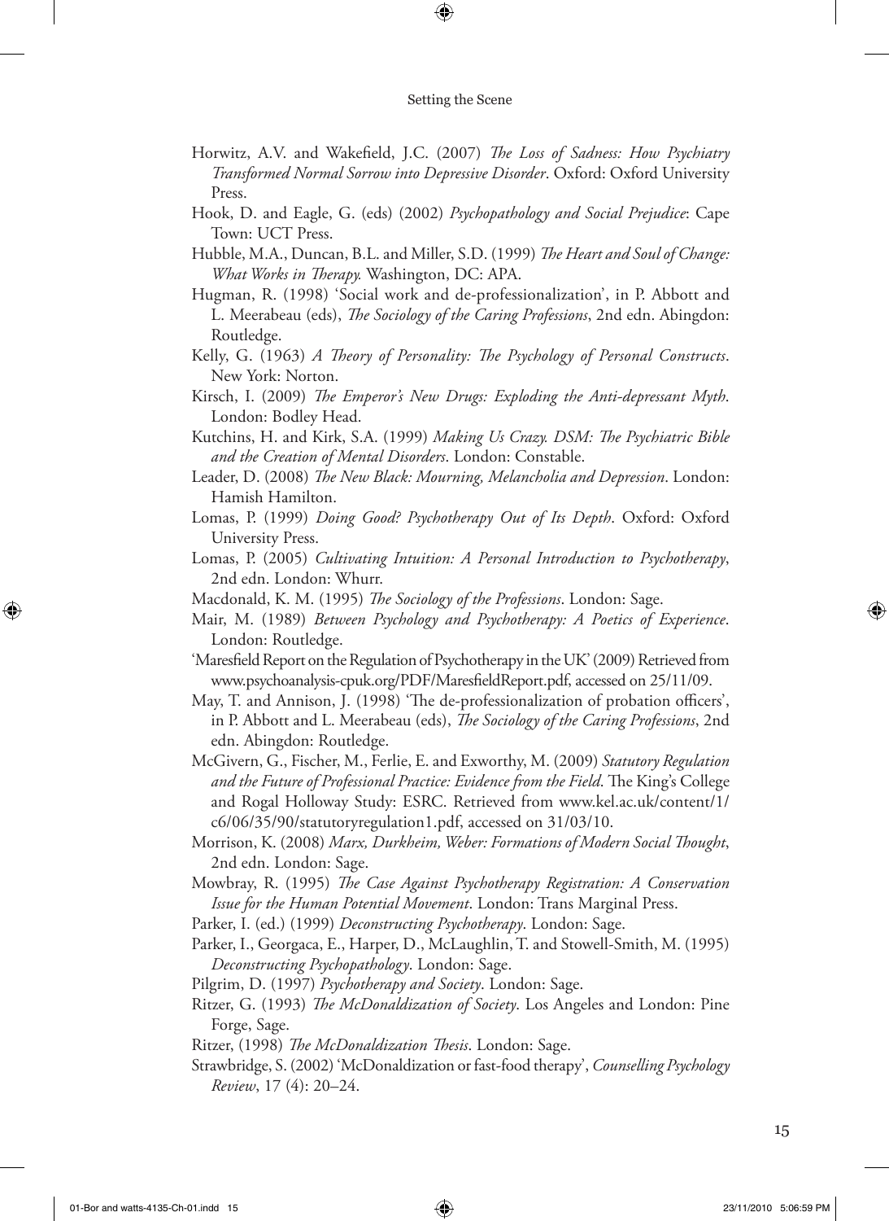Horwitz, A.V. and Wakefield, J.C. (2007) *The Loss of Sadness: How Psychiatry Transformed Normal Sorrow into Depressive Disorder*. Oxford: Oxford University Press.

Hook, D. and Eagle, G. (eds) (2002) *Psychopathology and Social Prejudice*: Cape Town: UCT Press.

Hubble, M.A., Duncan, B.L. and Miller, S.D. (1999) *The Heart and Soul of Change: What Works in Therapy.* Washington, DC: APA.

Hugman, R. (1998) 'Social work and de-professionalization', in P. Abbott and L. Meerabeau (eds), *The Sociology of the Caring Professions*, 2nd edn. Abingdon: Routledge.

Kelly, G. (1963) *A Theory of Personality: The Psychology of Personal Constructs*. New York: Norton.

Kirsch, I. (2009) *The Emperor's New Drugs: Exploding the Anti-depressant Myth*. London: Bodley Head.

Kutchins, H. and Kirk, S.A. (1999) *Making Us Crazy. DSM: The Psychiatric Bible and the Creation of Mental Disorders*. London: Constable.

Leader, D. (2008) *The New Black: Mourning, Melancholia and Depression*. London: Hamish Hamilton.

Lomas, P. (1999) *Doing Good? Psychotherapy Out of Its Depth*. Oxford: Oxford University Press.

Lomas, P. (2005) *Cultivating Intuition: A Personal Introduction to Psychotherapy*, 2nd edn. London: Whurr.

Macdonald, K. M. (1995) *The Sociology of the Professions*. London: Sage.

Mair, M. (1989) *Between Psychology and Psychotherapy: A Poetics of Experience*. London: Routledge.

'Maresfield Report on the Regulation of Psychotherapy in the UK' (2009) Retrieved from www.psychoanalysis-cpuk.org/PDF/MaresfieldReport.pdf, accessed on 25/11/09.

May, T. and Annison, J. (1998) 'The de-professionalization of probation officers', in P. Abbott and L. Meerabeau (eds), *The Sociology of the Caring Professions*, 2nd edn. Abingdon: Routledge.

McGivern, G., Fischer, M., Ferlie, E. and Exworthy, M. (2009) *Statutory Regulation and the Future of Professional Practice: Evidence from the Field*. The King's College and Rogal Holloway Study: ESRC. Retrieved from www.kel.ac.uk/content/1/c6/06/35/90/statutoryregulation1.pdf, accessed on 31/03/10.

Morrison, K. (2008) *Marx, Durkheim, Weber: Formations of Modern Social Thought*, 2nd edn. London: Sage.

Mowbray, R. (1995) *The Case Against Psychotherapy Registration: A Conservation Issue for the Human Potential Movement*. London: Trans Marginal Press.

Parker, I. (ed.) (1999) *Deconstructing Psychotherapy*. London: Sage.

Parker, I., Georgaca, E., Harper, D., McLaughlin, T. and Stowell-Smith, M. (1995) *Deconstructing Psychopathology*. London: Sage.

Pilgrim, D. (1997) *Psychotherapy and Society*. London: Sage.

Ritzer, G. (1993) *The McDonaldization of Society*. Los Angeles and London: Pine Forge, Sage.

Ritzer, (1998) *The McDonaldization Thesis*. London: Sage.

Strawbridge, S. (2002) 'McDonaldization or fast-food therapy', *Counselling Psychology Review*, 17 (4): 20–24.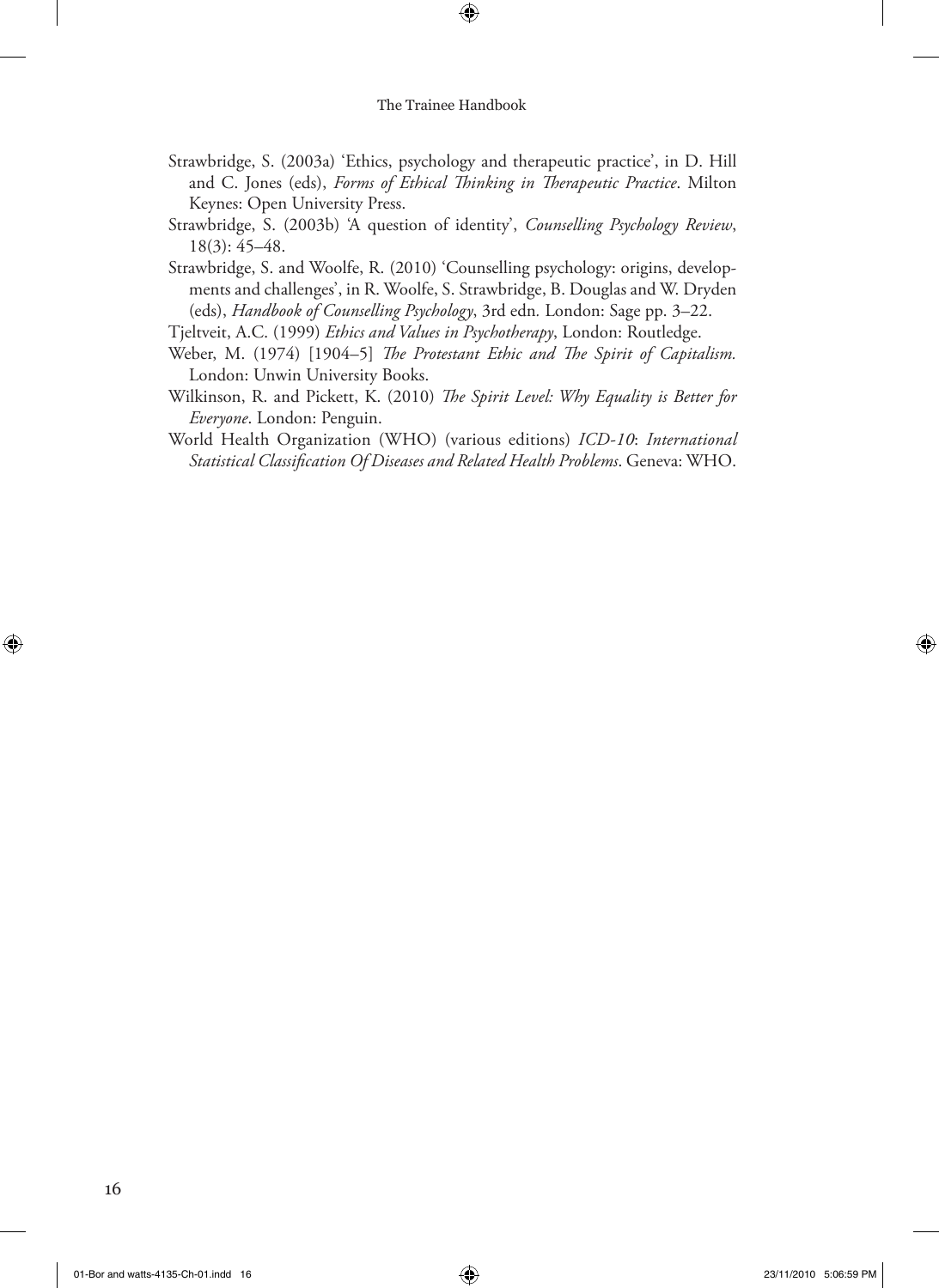Strawbridge, S. (2003a) 'Ethics, psychology and therapeutic practice', in D. Hill and C. Jones (eds), *Forms of Ethical Thinking in Therapeutic Practice*. Milton Keynes: Open University Press.

Strawbridge, S. (2003b) 'A question of identity', *Counselling Psychology Review*, 18(3): 45–48.

Strawbridge, S. and Woolfe, R. (2010) 'Counselling psychology: origins, developments and challenges', in R. Woolfe, S. Strawbridge, B. Douglas and W. Dryden (eds), *Handbook of Counselling Psychology*, 3rd edn. London: Sage pp. 3–22.

Tjeltveit, A.C. (1999) *Ethics and Values in Psychotherapy*, London: Routledge.

Weber, M. (1974) [1904–5] *The Protestant Ethic and The Spirit of Capitalism.* London: Unwin University Books.

Wilkinson, R. and Pickett, K. (2010) *The Spirit Level: Why Equality is Better for Everyone*. London: Penguin.

World Health Organization (WHO) (various editions) *ICD-10*: *International Statistical Classification Of Diseases and Related Health Problems*. Geneva: WHO.